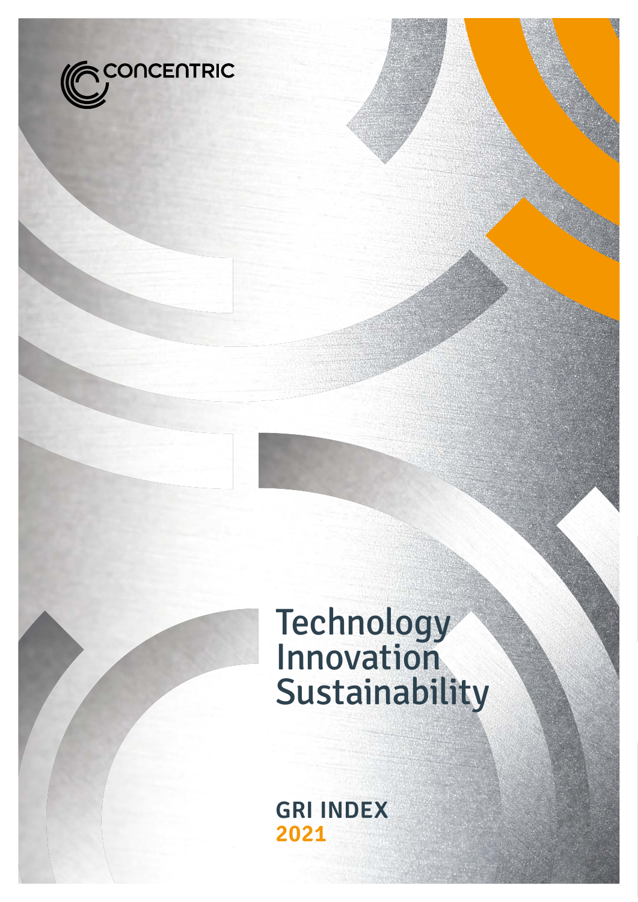CONCENTRIC

# Technology Innovation Sustainability

## GRI INDEX 2021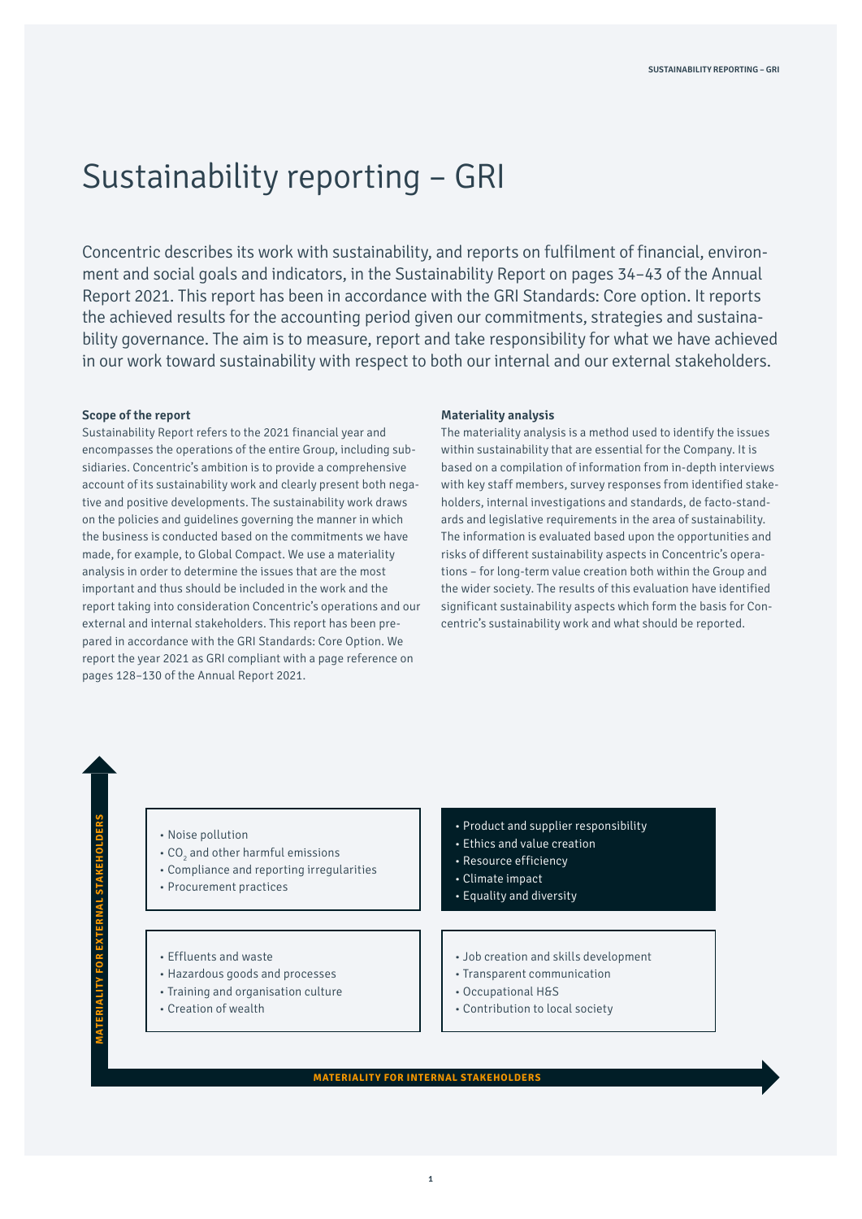# Sustainability reporting – GRI

Concentric describes its work with sustainability, and reports on fulfilment of financial, environment and social goals and indicators, in the Sustainability Report on pages 34–43 of the Annual Report 2021. This report has been in accordance with the GRI Standards: Core option. It reports the achieved results for the accounting period given our commitments, strategies and sustainability governance. The aim is to measure, report and take responsibility for what we have achieved in our work toward sustainability with respect to both our internal and our external stakeholders.

### Scope of the report

Sustainability Report refers to the 2021 financial year and encompasses the operations of the entire Group, including subsidiaries. Concentric's ambition is to provide a comprehensive account of its sustainability work and clearly present both negative and positive developments. The sustainability work draws on the policies and guidelines governing the manner in which the business is conducted based on the commitments we have made, for example, to Global Compact. We use a materiality analysis in order to determine the issues that are the most important and thus should be included in the work and the report taking into consideration Concentric's operations and our external and internal stakeholders. This report has been prepared in accordance with the GRI Standards: Core Option. We report the year 2021 as GRI compliant with a page reference on pages 128–130 of the Annual Report 2021.

### Materiality analysis

The materiality analysis is a method used to identify the issues within sustainability that are essential for the Company. It is based on a compilation of information from in-depth interviews with key staff members, survey responses from identified stakeholders, internal investigations and standards, de facto-standards and legislative requirements in the area of sustainability. The information is evaluated based upon the opportunities and risks of different sustainability aspects in Concentric's operations – for long-term value creation both within the Group and the wider society. The results of this evaluation have identified significant sustainability aspects which form the basis for Concentric's sustainability work and what should be reported.

**MATERIALITY FOR EXTERNAL STAKEHOLDERS** (vertical axis) / **MATERIALITY FOR INTERNAL STAKEHOLDERS** (horizontal axis)

- Noise pollution
- $CO_2$ and other harmful emissions
- Compliance and reporting irregularities
- Procurement practices

- Product and supplier responsibility
- Ethics and value creation
- Resource efficiency
- Climate impact
- Equality and diversity

- Effluents and waste
- Hazardous goods and processes
- Training and organisation culture
- Creation of wealth

- Job creation and skills development
- Transparent communication
- Occupational H&S
- Contribution to local society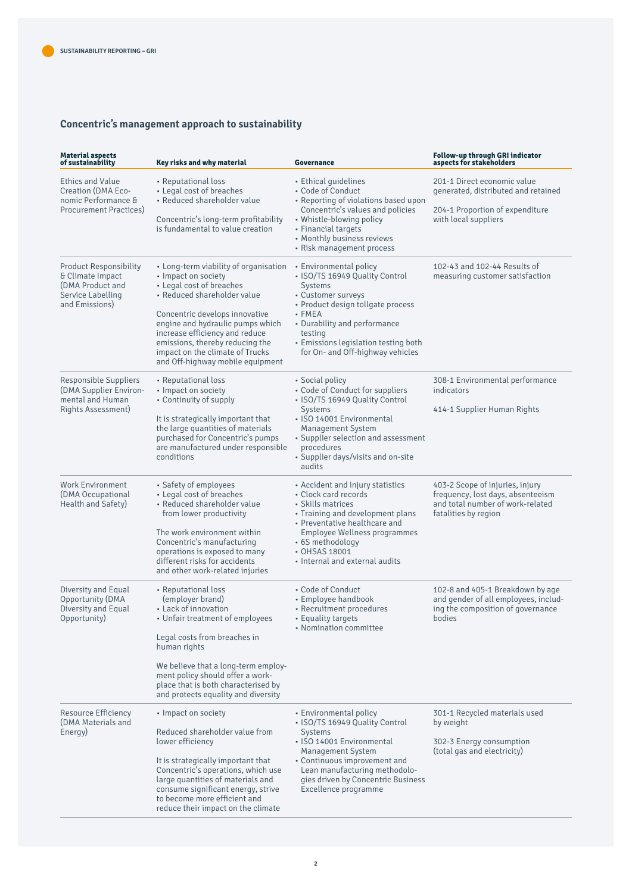## Concentric's management approach to sustainability

| Material aspects of sustainability | Key risks and why material | Governance | Follow-up through GRI indicator aspects for stakeholders |
|---|---|---|---|
| Ethics and Value Creation (DMA Economic Performance & Procurement Practices) | • Reputational loss<br>• Legal cost of breaches<br>• Reduced shareholder value<br><br>Concentric's long-term profitability is fundamental to value creation | • Ethical guidelines<br>• Code of Conduct<br>• Reporting of violations based upon Concentric's values and policies<br>• Whistle-blowing policy<br>• Financial targets<br>• Monthly business reviews<br>• Risk management process | 201-1 Direct economic value generated, distributed and retained<br><br>204-1 Proportion of expenditure with local suppliers |
| Product Responsibility & Climate Impact (DMA Product and Service Labelling and Emissions) | • Long-term viability of organisation<br>• Impact on society<br>• Legal cost of breaches<br>• Reduced shareholder value<br><br>Concentric develops innovative engine and hydraulic pumps which increase efficiency and reduce emissions, thereby reducing the impact on the climate of Trucks and Off-highway mobile equipment | • Environmental policy<br>• ISO/TS 16949 Quality Control Systems<br>• Customer surveys<br>• Product design tollgate process<br>• FMEA<br>• Durability and performance testing<br>• Emissions legislation testing both for On- and Off-highway vehicles | 102-43 and 102-44 Results of measuring customer satisfaction |
| Responsible Suppliers (DMA Supplier Environmental and Human Rights Assessment) | • Reputational loss<br>• Impact on society<br>• Continuity of supply<br><br>It is strategically important that the large quantities of materials purchased for Concentric's pumps are manufactured under responsible conditions | • Social policy<br>• Code of Conduct for suppliers<br>• ISO/TS 16949 Quality Control Systems<br>• ISO 14001 Environmental Management System<br>• Supplier selection and assessment procedures<br>• Supplier days/visits and on-site audits | 308-1 Environmental performance indicators<br><br>414-1 Supplier Human Rights |
| Work Environment (DMA Occupational Health and Safety) | • Safety of employees<br>• Legal cost of breaches<br>• Reduced shareholder value from lower productivity<br><br>The work environment within Concentric's manufacturing operations is exposed to many different risks for accidents and other work-related injuries | • Accident and injury statistics<br>• Clock card records<br>• Skills matrices<br>• Training and development plans<br>• Preventative healthcare and Employee Wellness programmes<br>• 6S methodology<br>• OHSAS 18001<br>• Internal and external audits | 403-2 Scope of injuries, injury frequency, lost days, absenteeism and total number of work-related fatalities by region |
| Diversity and Equal Opportunity (DMA Diversity and Equal Opportunity) | • Reputational loss (employer brand)<br>• Lack of innovation<br>• Unfair treatment of employees<br><br>Legal costs from breaches in human rights<br><br>We believe that a long-term employment policy should offer a workplace that is both characterised by and protects equality and diversity | • Code of Conduct<br>• Employee handbook<br>• Recruitment procedures<br>• Equality targets<br>• Nomination committee | 102-8 and 405-1 Breakdown by age and gender of all employees, including the composition of governance bodies |
| Resource Efficiency (DMA Materials and Energy) | • Impact on society<br><br>Reduced shareholder value from lower efficiency<br><br>It is strategically important that Concentric's operations, which use large quantities of materials and consume significant energy, strive to become more efficient and reduce their impact on the climate | • Environmental policy<br>• ISO/TS 16949 Quality Control Systems<br>• ISO 14001 Environmental Management System<br>• Continuous improvement and Lean manufacturing methodologies driven by Concentric Business Excellence programme | 301-1 Recycled materials used by weight<br><br>302-3 Energy consumption (total gas and electricity) |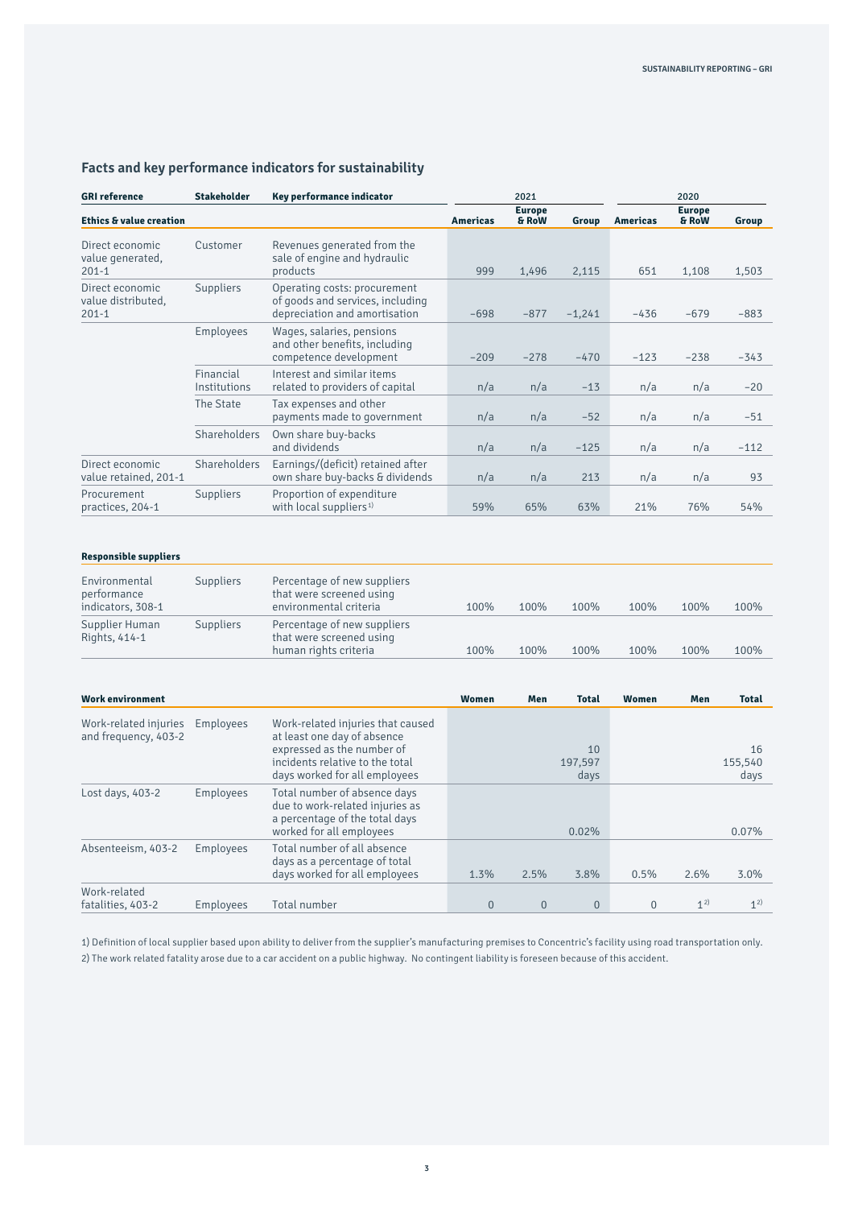## Facts and key performance indicators for sustainability

| GRI reference | Stakeholder | Key performance indicator | 2021 | | | 2020 | | |
|---|---|---|---|---|---|---|---|---|
| **Ethics & value creation** | | | **Americas** | **Europe & RoW** | **Group** | **Americas** | **Europe & RoW** | **Group** |
| Direct economic value generated, 201-1 | Customer | Revenues generated from the sale of engine and hydraulic products | 999 | 1,496 | 2,115 | 651 | 1,108 | 1,503 |
| Direct economic value distributed, 201-1 | Suppliers | Operating costs: procurement of goods and services, including depreciation and amortisation | –698 | –877 | –1,241 | –436 | –679 | –883 |
| | Employees | Wages, salaries, pensions and other benefits, including competence development | –209 | –278 | –470 | –123 | –238 | –343 |
| | Financial Institutions | Interest and similar items related to providers of capital | n/a | n/a | –13 | n/a | n/a | –20 |
| | The State | Tax expenses and other payments made to government | n/a | n/a | –52 | n/a | n/a | –51 |
| | Shareholders | Own share buy-backs and dividends | n/a | n/a | –125 | n/a | n/a | –112 |
| Direct economic value retained, 201-1 | Shareholders | Earnings/(deficit) retained after own share buy-backs & dividends | n/a | n/a | 213 | n/a | n/a | 93 |
| Procurement practices, 204-1 | Suppliers | Proportion of expenditure with local suppliers[1] | 59% | 65% | 63% | 21% | 76% | 54% |
| **Responsible suppliers** | | | | | | | | |
| Environmental performance indicators, 308-1 | Suppliers | Percentage of new suppliers that were screened using environmental criteria | 100% | 100% | 100% | 100% | 100% | 100% |
| Supplier Human Rights, 414-1 | Suppliers | Percentage of new suppliers that were screened using human rights criteria | 100% | 100% | 100% | 100% | 100% | 100% |
| **Work environment** | | | **Women** | **Men** | **Total** | **Women** | **Men** | **Total** |
| Work-related injuries and frequency, 403-2 | Employees | Work-related injuries that caused at least one day of absence expressed as the number of incidents relative to the total days worked for all employees | | | 10 197,597 days | | | 16 155,540 days |
| Lost days, 403-2 | Employees | Total number of absence days due to work-related injuries as a percentage of the total days worked for all employees | | | 0.02% | | | 0.07% |
| Absenteeism, 403-2 | Employees | Total number of all absence days as a percentage of total days worked for all employees | 1.3% | 2.5% | 3.8% | 0.5% | 2.6% | 3.0% |
| Work-related fatalities, 403-2 | Employees | Total number | 0 | 0 | 0 | 0 | 1[2] | 1[2] |

1) Definition of local supplier based upon ability to deliver from the supplier's manufacturing premises to Concentric's facility using road transportation only.

2) The work related fatality arose due to a car accident on a public highway. No contingent liability is foreseen because of this accident.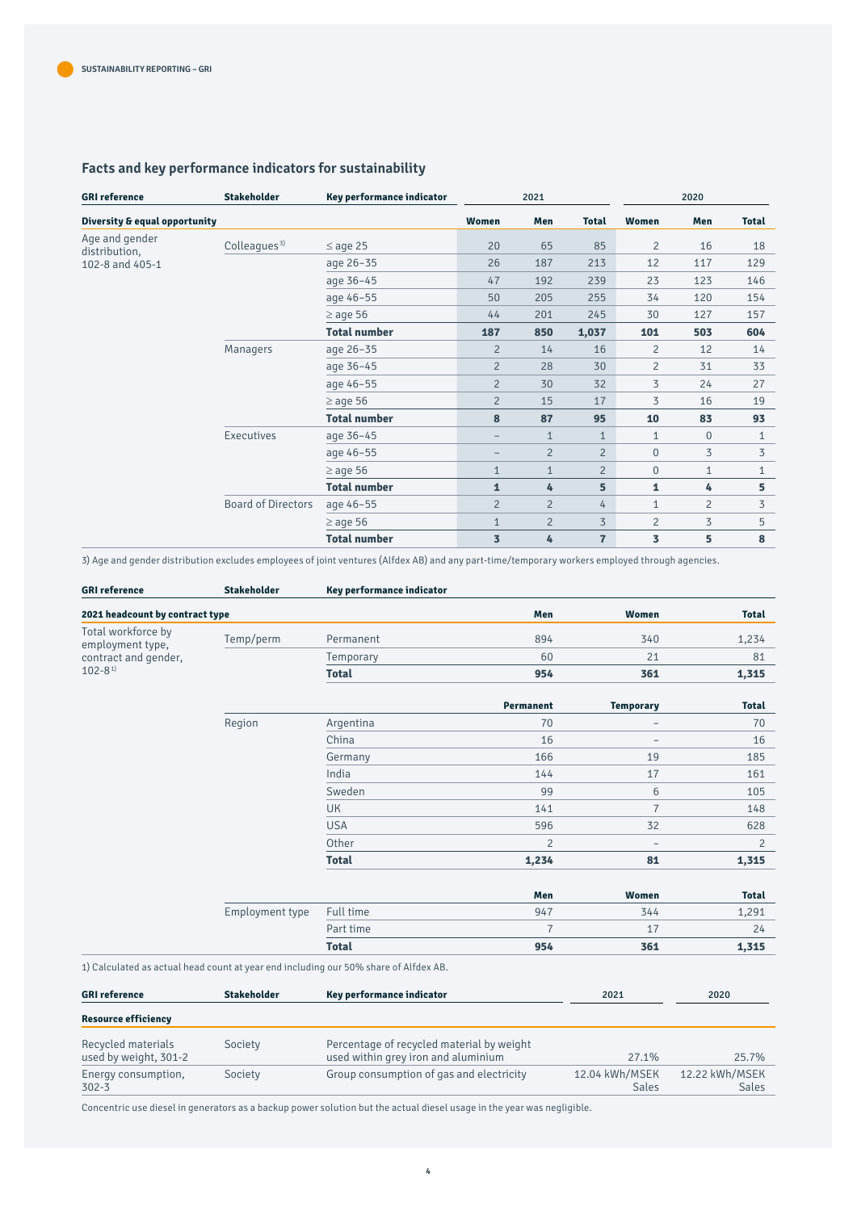SUSTAINABILITY REPORTING – GRI

## Facts and key performance indicators for sustainability

| GRI reference | Stakeholder | Key performance indicator | 2021 | | | 2020 | | |
|---|---|---|---|---|---|---|---|---|
| **Diversity & equal opportunity** | | | **Women** | **Men** | **Total** | **Women** | **Men** | **Total** |
| Age and gender distribution, 102-8 and 405-1 | Colleagues[3] | ≤ age 25 | 20 | 65 | 85 | 2 | 16 | 18 |
| | | age 26–35 | 26 | 187 | 213 | 12 | 117 | 129 |
| | | age 36–45 | 47 | 192 | 239 | 23 | 123 | 146 |
| | | age 46–55 | 50 | 205 | 255 | 34 | 120 | 154 |
| | | ≥ age 56 | 44 | 201 | 245 | 30 | 127 | 157 |
| | | **Total number** | **187** | **850** | **1,037** | **101** | **503** | **604** |
| | Managers | age 26–35 | 2 | 14 | 16 | 2 | 12 | 14 |
| | | age 36–45 | 2 | 28 | 30 | 2 | 31 | 33 |
| | | age 46–55 | 2 | 30 | 32 | 3 | 24 | 27 |
| | | ≥ age 56 | 2 | 15 | 17 | 3 | 16 | 19 |
| | | **Total number** | **8** | **87** | **95** | **10** | **83** | **93** |
| | Executives | age 36–45 | – | 1 | 1 | 1 | 0 | 1 |
| | | age 46–55 | – | 2 | 2 | 0 | 3 | 3 |
| | | ≥ age 56 | 1 | 1 | 2 | 0 | 1 | 1 |
| | | **Total number** | **1** | **4** | **5** | **1** | **4** | **5** |
| | Board of Directors | age 46–55 | 2 | 2 | 4 | 1 | 2 | 3 |
| | | ≥ age 56 | 1 | 2 | 3 | 2 | 3 | 5 |
| | | **Total number** | **3** | **4** | **7** | **3** | **5** | **8** |

3) Age and gender distribution excludes employees of joint ventures (Alfdex AB) and any part-time/temporary workers employed through agencies.

| GRI reference | Stakeholder | Key performance indicator | | | |
|---|---|---|---|---|---|
| **2021 headcount by contract type** | | | **Men** | **Women** | **Total** |
| Total workforce by employment type, contract and gender, 102-8[1] | Temp/perm | Permanent | 894 | 340 | 1,234 |
| | | Temporary | 60 | 21 | 81 |
| | | **Total** | **954** | **361** | **1,315** |
| | | | **Permanent** | **Temporary** | **Total** |
| | Region | Argentina | 70 | – | 70 |
| | | China | 16 | – | 16 |
| | | Germany | 166 | 19 | 185 |
| | | India | 144 | 17 | 161 |
| | | Sweden | 99 | 6 | 105 |
| | | UK | 141 | 7 | 148 |
| | | USA | 596 | 32 | 628 |
| | | Other | 2 | – | 2 |
| | | **Total** | **1,234** | **81** | **1,315** |
| | | | **Men** | **Women** | **Total** |
| | Employment type | Full time | 947 | 344 | 1,291 |
| | | Part time | 7 | 17 | 24 |
| | | **Total** | **954** | **361** | **1,315** |

1) Calculated as actual head count at year end including our 50% share of Alfdex AB.

| GRI reference | Stakeholder | Key performance indicator | 2021 | 2020 |
|---|---|---|---|---|
| **Resource efficiency** | | | | |
| Recycled materials used by weight, 301-2 | Society | Percentage of recycled material by weight used within grey iron and aluminium | 27.1% | 25.7% |
| Energy consumption, 302-3 | Society | Group consumption of gas and electricity | 12.04 kWh/MSEK Sales | 12.22 kWh/MSEK Sales |

Concentric use diesel in generators as a backup power solution but the actual diesel usage in the year was negligible.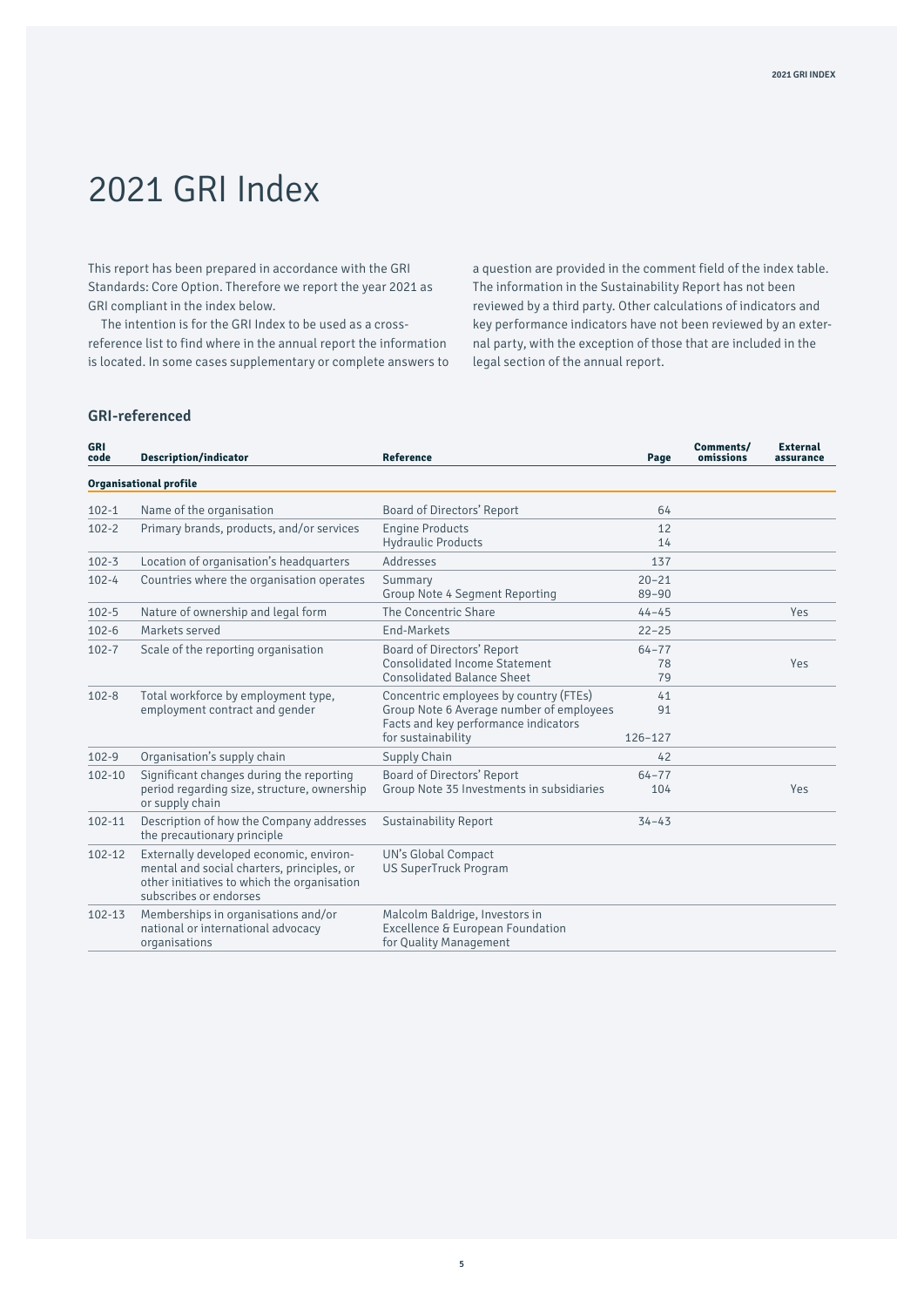# 2021 GRI Index

This report has been prepared in accordance with the GRI Standards: Core Option. Therefore we report the year 2021 as GRI compliant in the index below.

The intention is for the GRI Index to be used as a cross-reference list to find where in the annual report the information is located. In some cases supplementary or complete answers to a question are provided in the comment field of the index table. The information in the Sustainability Report has not been reviewed by a third party. Other calculations of indicators and key performance indicators have not been reviewed by an external party, with the exception of those that are included in the legal section of the annual report.

## GRI-referenced

| GRI code | Description/indicator | Reference | Page | Comments/ omissions | External assurance |
|---|---|---|---|---|---|
| **Organisational profile** | | | | | |
| 102-1 | Name of the organisation | Board of Directors' Report | 64 | | |
| 102-2 | Primary brands, products, and/or services | Engine Products<br>Hydraulic Products | 12<br>14 | | |
| 102-3 | Location of organisation's headquarters | Addresses | 137 | | |
| 102-4 | Countries where the organisation operates | Summary<br>Group Note 4 Segment Reporting | 20–21<br>89–90 | | |
| 102-5 | Nature of ownership and legal form | The Concentric Share | 44–45 | | Yes |
| 102-6 | Markets served | End-Markets | 22–25 | | |
| 102-7 | Scale of the reporting organisation | Board of Directors' Report<br>Consolidated Income Statement<br>Consolidated Balance Sheet | 64–77<br>78<br>79 | | Yes |
| 102-8 | Total workforce by employment type, employment contract and gender | Concentric employees by country (FTEs)<br>Group Note 6 Average number of employees<br>Facts and key performance indicators for sustainability | 41<br>91<br>126–127 | | |
| 102-9 | Organisation's supply chain | Supply Chain | 42 | | |
| 102-10 | Significant changes during the reporting period regarding size, structure, ownership or supply chain | Board of Directors' Report<br>Group Note 35 Investments in subsidiaries | 64–77<br>104 | | Yes |
| 102-11 | Description of how the Company addresses the precautionary principle | Sustainability Report | 34–43 | | |
| 102-12 | Externally developed economic, environmental and social charters, principles, or other initiatives to which the organisation subscribes or endorses | UN's Global Compact<br>US SuperTruck Program | | | |
| 102-13 | Memberships in organisations and/or national or international advocacy organisations | Malcolm Baldrige, Investors in Excellence & European Foundation for Quality Management | | | |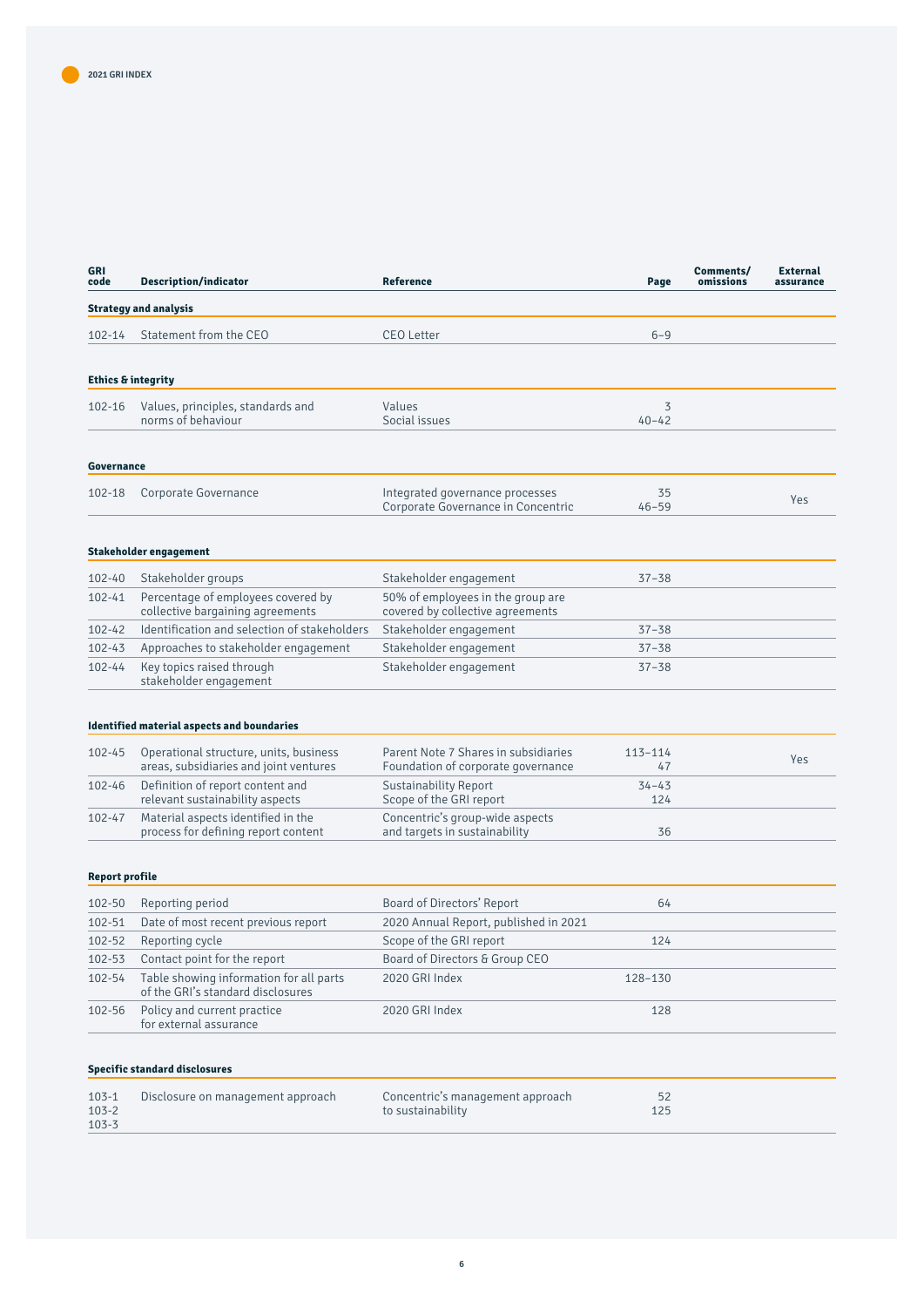## 2021 GRI INDEX

| GRI code | Description/indicator | Reference | Page | Comments/ omissions | External assurance |
|---|---|---|---|---|---|
| **Strategy and analysis** | | | | | |
| 102-14 | Statement from the CEO | CEO Letter | 6–9 | | |
| **Ethics & integrity** | | | | | |
| 102-16 | Values, principles, standards and norms of behaviour | Values<br>Social issues | 3<br>40–42 | | |
| **Governance** | | | | | |
| 102-18 | Corporate Governance | Integrated governance processes<br>Corporate Governance in Concentric | 35<br>46–59 | | Yes |
| **Stakeholder engagement** | | | | | |
| 102-40 | Stakeholder groups | Stakeholder engagement | 37–38 | | |
| 102-41 | Percentage of employees covered by collective bargaining agreements | 50% of employees in the group are covered by collective agreements | | | |
| 102-42 | Identification and selection of stakeholders | Stakeholder engagement | 37–38 | | |
| 102-43 | Approaches to stakeholder engagement | Stakeholder engagement | 37–38 | | |
| 102-44 | Key topics raised through stakeholder engagement | Stakeholder engagement | 37–38 | | |
| **Identified material aspects and boundaries** | | | | | |
| 102-45 | Operational structure, units, business areas, subsidiaries and joint ventures | Parent Note 7 Shares in subsidiaries<br>Foundation of corporate governance | 113–114<br>47 | | Yes |
| 102-46 | Definition of report content and relevant sustainability aspects | Sustainability Report<br>Scope of the GRI report | 34–43<br>124 | | |
| 102-47 | Material aspects identified in the process for defining report content | Concentric's group-wide aspects and targets in sustainability | 36 | | |
| **Report profile** | | | | | |
| 102-50 | Reporting period | Board of Directors' Report | 64 | | |
| 102-51 | Date of most recent previous report | 2020 Annual Report, published in 2021 | | | |
| 102-52 | Reporting cycle | Scope of the GRI report | 124 | | |
| 102-53 | Contact point for the report | Board of Directors & Group CEO | | | |
| 102-54 | Table showing information for all parts of the GRI's standard disclosures | 2020 GRI Index | 128–130 | | |
| 102-56 | Policy and current practice for external assurance | 2020 GRI Index | 128 | | |
| **Specific standard disclosures** | | | | | |
| 103-1<br>103-2<br>103-3 | Disclosure on management approach | Concentric's management approach to sustainability | 52<br>125 | | |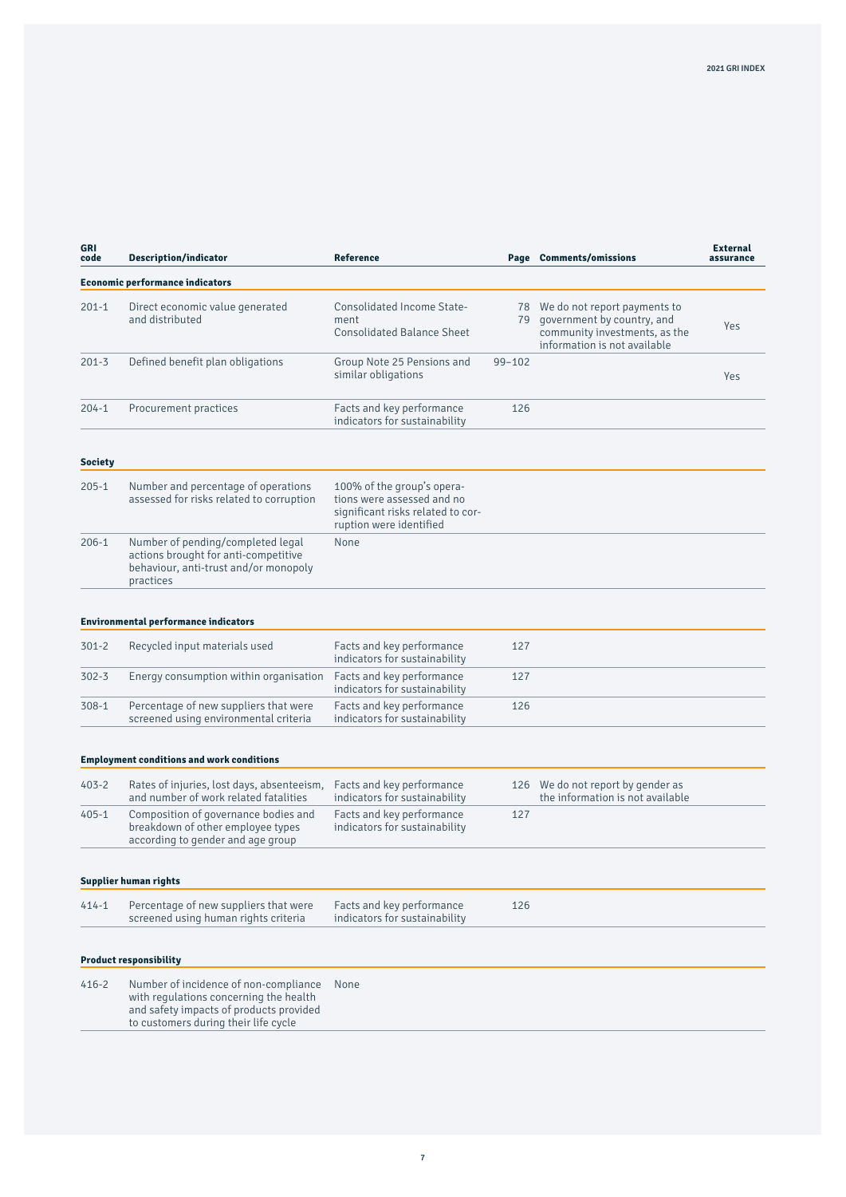| GRI code | Description/indicator | Reference | Page | Comments/omissions | External assurance |
|---|---|---|---|---|---|
| **Economic performance indicators** | | | | | |
| 201-1 | Direct economic value generated and distributed | Consolidated Income Statement<br>Consolidated Balance Sheet | 78<br>79 | We do not report payments to government by country, and community investments, as the information is not available | Yes |
| 201-3 | Defined benefit plan obligations | Group Note 25 Pensions and similar obligations | 99–102 | | Yes |
| 204-1 | Procurement practices | Facts and key performance indicators for sustainability | 126 | | |
| **Society** | | | | | |
| 205-1 | Number and percentage of operations assessed for risks related to corruption | 100% of the group's operations were assessed and no significant risks related to corruption were identified | | | |
| 206-1 | Number of pending/completed legal actions brought for anti-competitive behaviour, anti-trust and/or monopoly practices | None | | | |
| **Environmental performance indicators** | | | | | |
| 301-2 | Recycled input materials used | Facts and key performance indicators for sustainability | 127 | | |
| 302-3 | Energy consumption within organisation | Facts and key performance indicators for sustainability | 127 | | |
| 308-1 | Percentage of new suppliers that were screened using environmental criteria | Facts and key performance indicators for sustainability | 126 | | |
| **Employment conditions and work conditions** | | | | | |
| 403-2 | Rates of injuries, lost days, absenteeism, and number of work related fatalities | Facts and key performance indicators for sustainability | 126 | We do not report by gender as the information is not available | |
| 405-1 | Composition of governance bodies and breakdown of other employee types according to gender and age group | Facts and key performance indicators for sustainability | 127 | | |
| **Supplier human rights** | | | | | |
| 414-1 | Percentage of new suppliers that were screened using human rights criteria | Facts and key performance indicators for sustainability | 126 | | |
| **Product responsibility** | | | | | |
| 416-2 | Number of incidence of non-compliance with regulations concerning the health and safety impacts of products provided to customers during their life cycle | None | | | |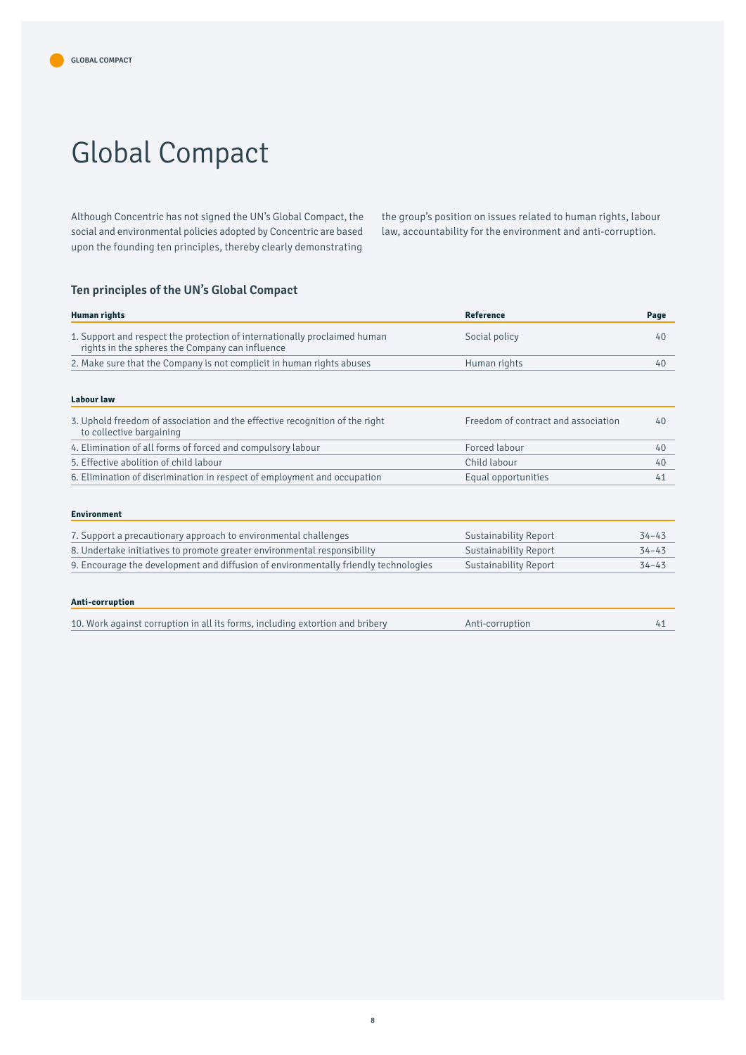# Global Compact

Although Concentric has not signed the UN's Global Compact, the social and environmental policies adopted by Concentric are based upon the founding ten principles, thereby clearly demonstrating the group's position on issues related to human rights, labour law, accountability for the environment and anti-corruption.

## Ten principles of the UN's Global Compact

| **Human rights** | **Reference** | **Page** |
|---|---|---|
| 1. Support and respect the protection of internationally proclaimed human rights in the spheres the Company can influence | Social policy | 40 |
| 2. Make sure that the Company is not complicit in human rights abuses | Human rights | 40 |

| **Labour law** | | |
|---|---|---|
| 3. Uphold freedom of association and the effective recognition of the right to collective bargaining | Freedom of contract and association | 40 |
| 4. Elimination of all forms of forced and compulsory labour | Forced labour | 40 |
| 5. Effective abolition of child labour | Child labour | 40 |
| 6. Elimination of discrimination in respect of employment and occupation | Equal opportunities | 41 |

| **Environment** | | |
|---|---|---|
| 7. Support a precautionary approach to environmental challenges | Sustainability Report | 34–43 |
| 8. Undertake initiatives to promote greater environmental responsibility | Sustainability Report | 34–43 |
| 9. Encourage the development and diffusion of environmentally friendly technologies | Sustainability Report | 34–43 |

| **Anti-corruption** | | |
|---|---|---|
| 10. Work against corruption in all its forms, including extortion and bribery | Anti-corruption | 41 |